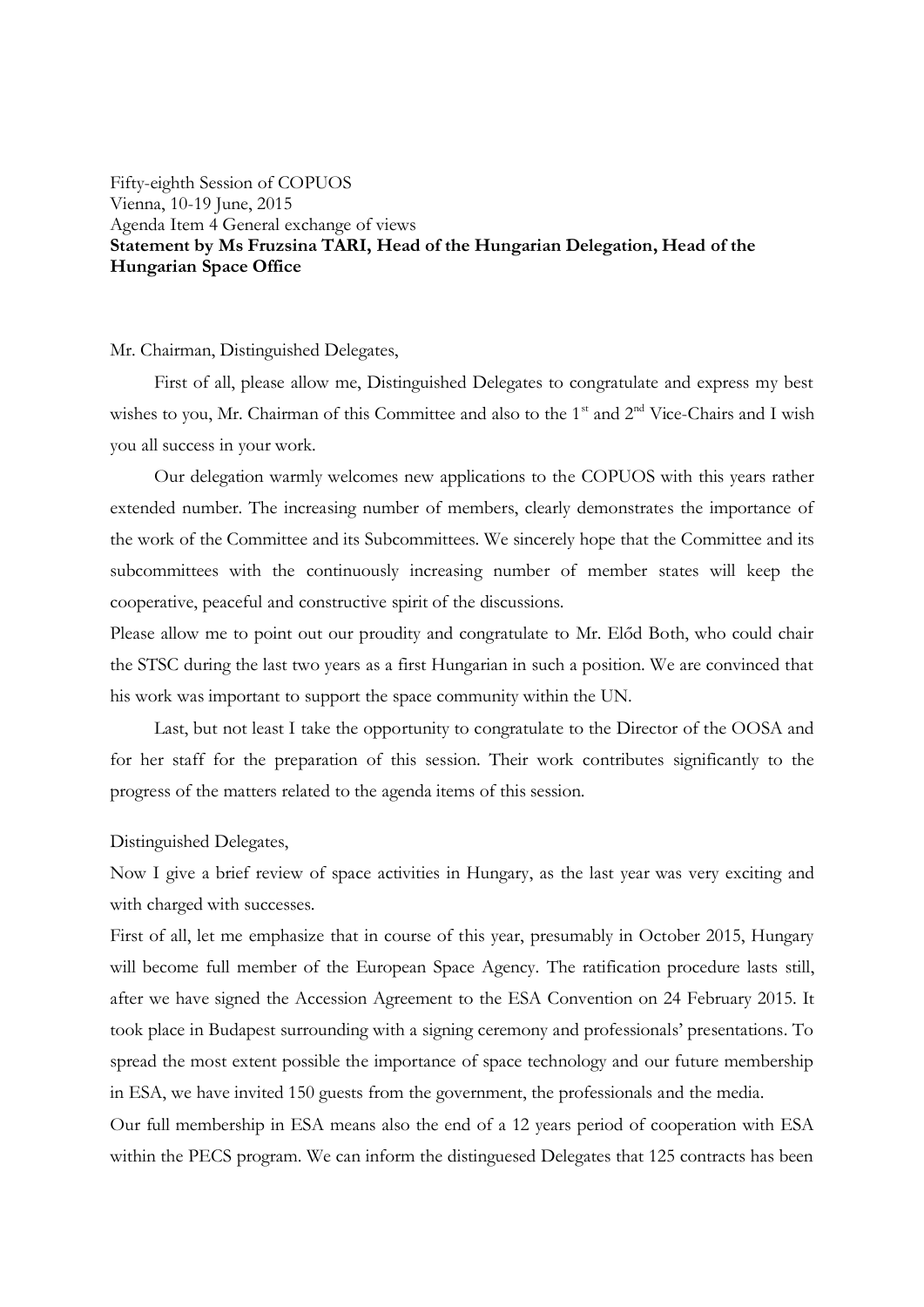Fifty-eighth Session of COPUOS
Vienna, 10-19 June, 2015
Agenda Item 4 General exchange of views
**Statement by Ms Fruzsina TARI, Head of the Hungarian Delegation, Head of the Hungarian Space Office**

Mr. Chairman, Distinguished Delegates,

First of all, please allow me, Distinguished Delegates to congratulate and express my best wishes to you, Mr. Chairman of this Committee and also to the 1st and 2nd Vice-Chairs and I wish you all success in your work.

Our delegation warmly welcomes new applications to the COPUOS with this years rather extended number. The increasing number of members, clearly demonstrates the importance of the work of the Committee and its Subcommittees. We sincerely hope that the Committee and its subcommittees with the continuously increasing number of member states will keep the cooperative, peaceful and constructive spirit of the discussions.

Please allow me to point out our proudity and congratulate to Mr. Előd Both, who could chair the STSC during the last two years as a first Hungarian in such a position. We are convinced that his work was important to support the space community within the UN.

Last, but not least I take the opportunity to congratulate to the Director of the OOSA and for her staff for the preparation of this session. Their work contributes significantly to the progress of the matters related to the agenda items of this session.

Distinguished Delegates,

Now I give a brief review of space activities in Hungary, as the last year was very exciting and with charged with successes.

First of all, let me emphasize that in course of this year, presumably in October 2015, Hungary will become full member of the European Space Agency. The ratification procedure lasts still, after we have signed the Accession Agreement to the ESA Convention on 24 February 2015. It took place in Budapest surrounding with a signing ceremony and professionals' presentations. To spread the most extent possible the importance of space technology and our future membership in ESA, we have invited 150 guests from the government, the professionals and the media.

Our full membership in ESA means also the end of a 12 years period of cooperation with ESA within the PECS program. We can inform the distinguesed Delegates that 125 contracts has been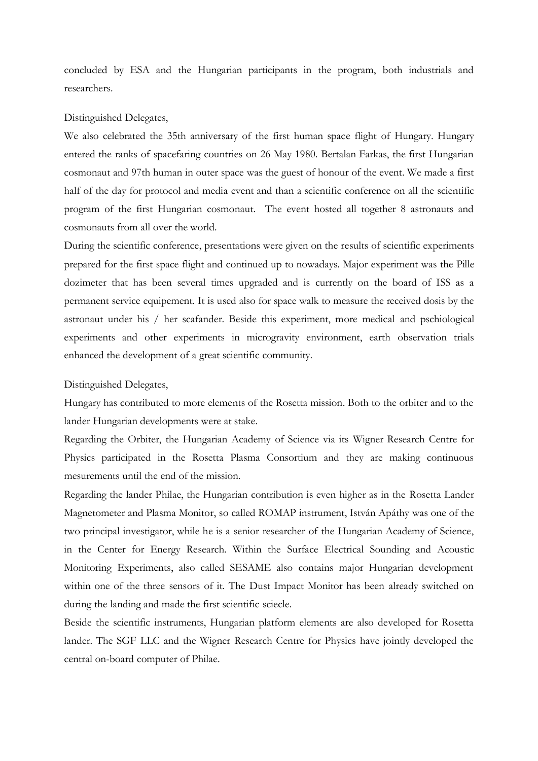concluded by ESA and the Hungarian participants in the program, both industrials and researchers.

Distinguished Delegates,

We also celebrated the 35th anniversary of the first human space flight of Hungary. Hungary entered the ranks of spacefaring countries on 26 May 1980. Bertalan Farkas, the first Hungarian cosmonaut and 97th human in outer space was the guest of honour of the event. We made a first half of the day for protocol and media event and than a scientific conference on all the scientific program of the first Hungarian cosmonaut. The event hosted all together 8 astronauts and cosmonauts from all over the world.

During the scientific conference, presentations were given on the results of scientific experiments prepared for the first space flight and continued up to nowadays. Major experiment was the Pille dozimeter that has been several times upgraded and is currently on the board of ISS as a permanent service equipement. It is used also for space walk to measure the received dosis by the astronaut under his / her scafander. Beside this experiment, more medical and pschiological experiments and other experiments in micrograviy environment, earth observation trials enhanced the development of a great scientific community.

Distinguished Delegates,

Hungary has contributed to more elements of the Rosetta mission. Both to the orbiter and to the lander Hungarian developments were at stake.

Regarding the Orbiter, the Hungarian Academy of Science via its Wigner Research Centre for Physics participated in the Rosetta Plasma Consortium and they are making continuous mesurements until the end of the mission.

Regarding the lander Philae, the Hungarian contribution is even higher as in the Rosetta Lander Magnetometer and Plasma Monitor, so called ROMAP instrument, István Apáthy was one of the two principal investigator, while he is a senior researcher of the Hungarian Academy of Science, in the Center for Energy Research. Within the Surface Electrical Sounding and Acoustic Monitoring Experiments, also called SESAME also contains major Hungarian development within one of the three sensors of it. The Dust Impact Monitor has been already switched on during the landing and made the first scientific sciecle.

Beside the scientific instruments, Hungarian platform elements are also developed for Rosetta lander. The SGF LLC and the Wigner Research Centre for Physics have jointly developed the central on-board computer of Philae.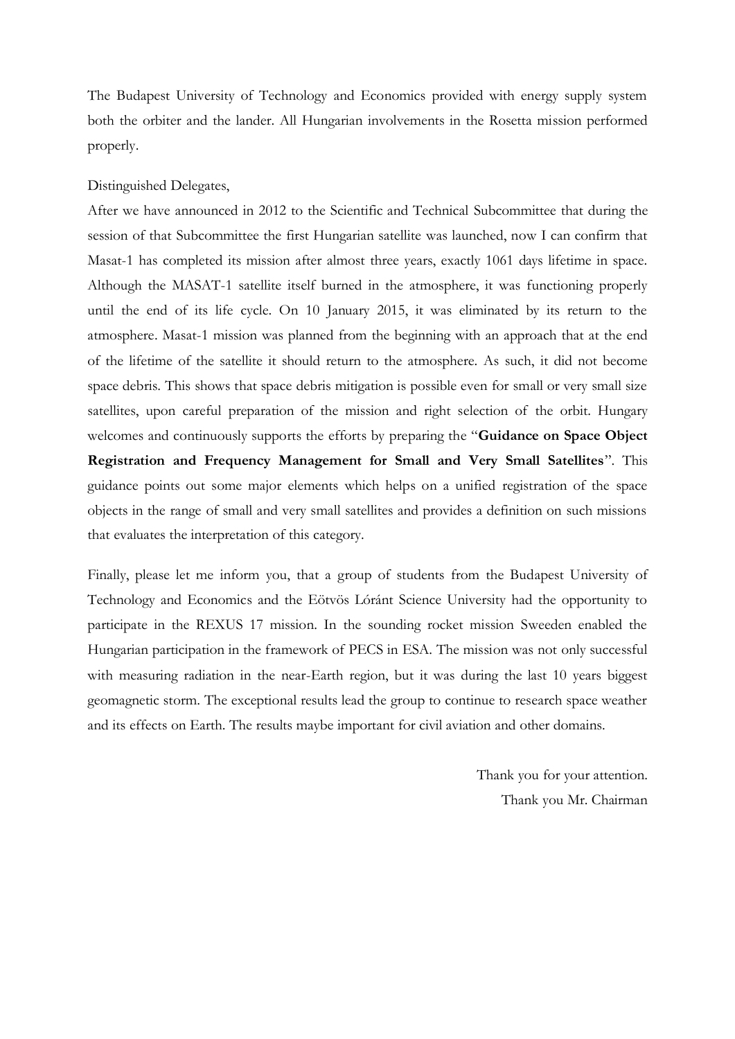The Budapest University of Technology and Economics provided with energy supply system both the orbiter and the lander. All Hungarian involvements in the Rosetta mission performed properly.

Distinguished Delegates,

After we have announced in 2012 to the Scientific and Technical Subcommittee that during the session of that Subcommittee the first Hungarian satellite was launched, now I can confirm that Masat-1 has completed its mission after almost three years, exactly 1061 days lifetime in space. Although the MASAT-1 satellite itself burned in the atmosphere, it was functioning properly until the end of its life cycle. On 10 January 2015, it was eliminated by its return to the atmosphere. Masat-1 mission was planned from the beginning with an approach that at the end of the lifetime of the satellite it should return to the atmosphere. As such, it did not become space debris. This shows that space debris mitigation is possible even for small or very small size satellites, upon careful preparation of the mission and right selection of the orbit. Hungary welcomes and continuously supports the efforts by preparing the "**Guidance on Space Object Registration and Frequency Management for Small and Very Small Satellites**". This guidance points out some major elements which helps on a unified registration of the space objects in the range of small and very small satellites and provides a definition on such missions that evaluates the interpretation of this category.

Finally, please let me inform you, that a group of students from the Budapest University of Technology and Economics and the Eötvös Lóránt Science University had the opportunity to participate in the REXUS 17 mission. In the sounding rocket mission Sweeden enabled the Hungarian participation in the framework of PECS in ESA. The mission was not only successful with measuring radiation in the near-Earth region, but it was during the last 10 years biggest geomagnetic storm. The exceptional results lead the group to continue to research space weather and its effects on Earth. The results maybe important for civil aviation and other domains.

Thank you for your attention.

Thank you Mr. Chairman